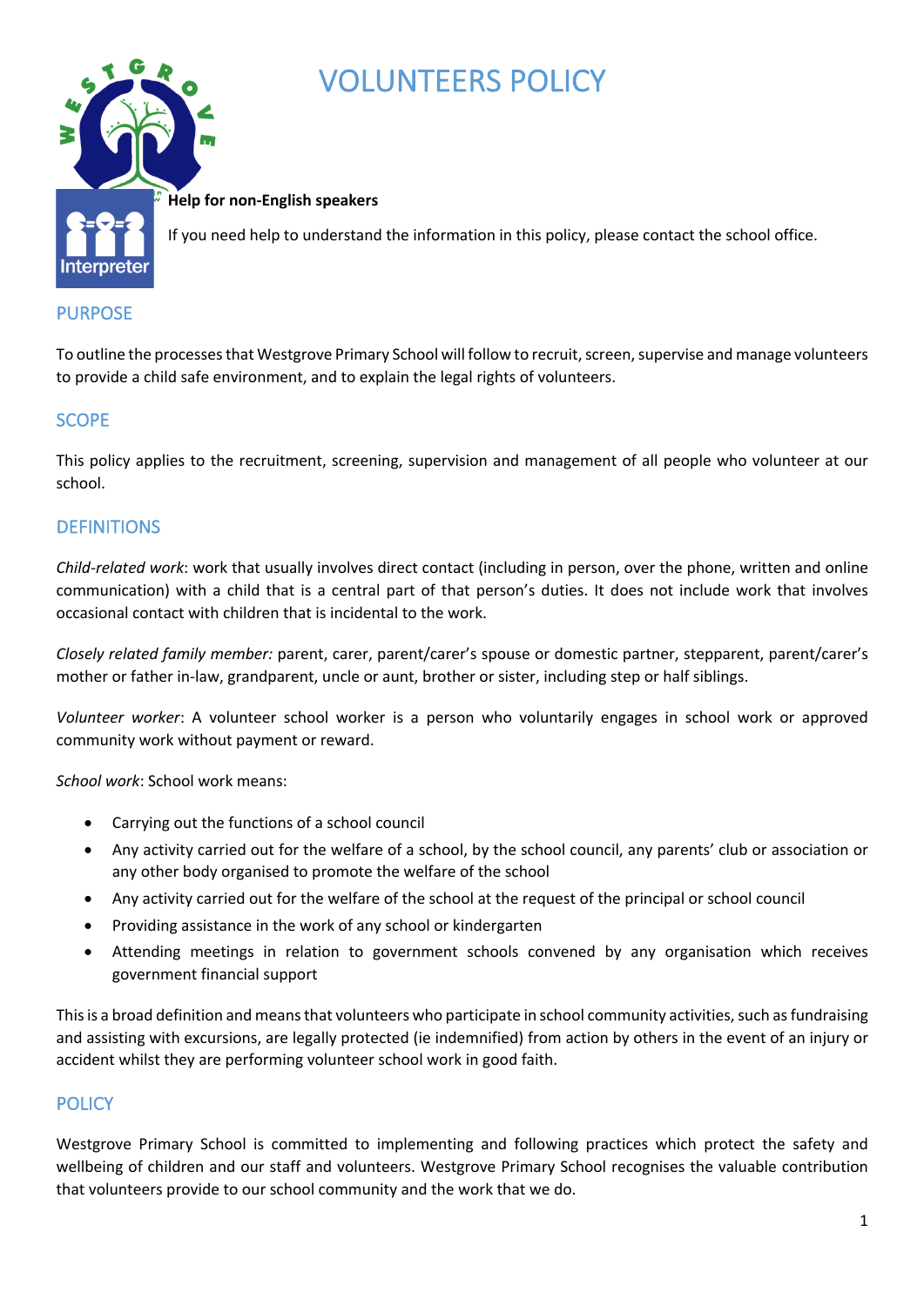# VOLUNTEERS POLICY

**Help for non-English speakers**

If you need help to understand the information in this policy, please contact the school office.

## PURPOSE

To outline the processes that Westgrove Primary School will follow to recruit, screen, supervise and manage volunteers to provide a child safe environment, and to explain the legal rights of volunteers.

## SCOPE

This policy applies to the recruitment, screening, supervision and management of all people who volunteer at our school.

## DEFINITIONS

*Child-related work*: work that usually involves direct contact (including in person, over the phone, written and online communication) with a child that is a central part of that person's duties. It does not include work that involves occasional contact with children that is incidental to the work.

*Closely related family member:* parent, carer, parent/carer's spouse or domestic partner, stepparent, parent/carer's mother or father in-law, grandparent, uncle or aunt, brother or sister, including step or half siblings.

*Volunteer worker*: A volunteer school worker is a person who voluntarily engages in school work or approved community work without payment or reward.

*School work*: School work means:

- Carrying out the functions of a school council
- Any activity carried out for the welfare of a school, by the school council, any parents' club or association or any other body organised to promote the welfare of the school
- Any activity carried out for the welfare of the school at the request of the principal or school council
- Providing assistance in the work of any school or kindergarten
- Attending meetings in relation to government schools convened by any organisation which receives government financial support

This is a broad definition and means that volunteers who participate in school community activities, such as fundraising and assisting with excursions, are legally protected (ie indemnified) from action by others in the event of an injury or accident whilst they are performing volunteer school work in good faith.

## POLICY

Westgrove Primary School is committed to implementing and following practices which protect the safety and wellbeing of children and our staff and volunteers. Westgrove Primary School recognises the valuable contribution that volunteers provide to our school community and the work that we do.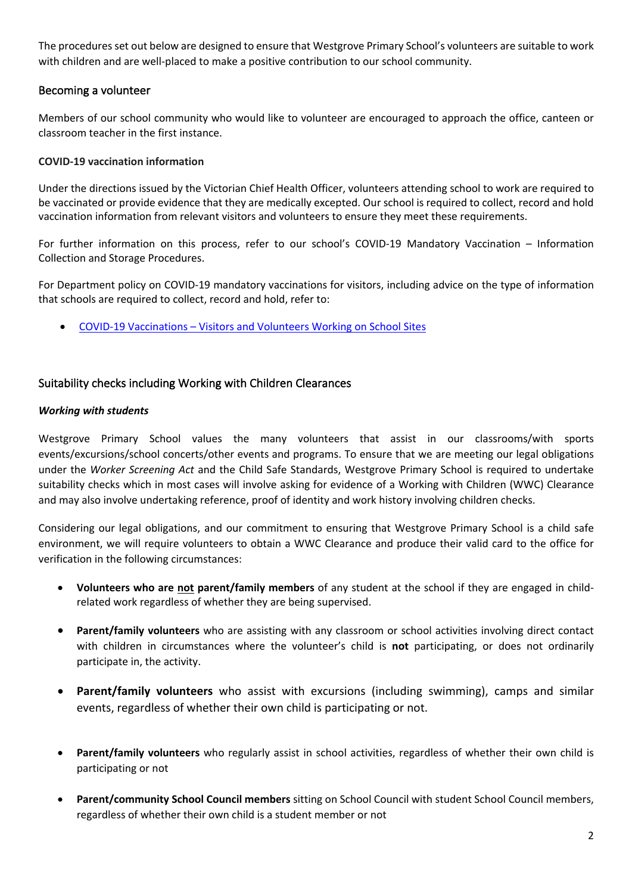The procedures set out below are designed to ensure that Westgrove Primary School's volunteers are suitable to work with children and are well-placed to make a positive contribution to our school community.

## Becoming a volunteer

Members of our school community who would like to volunteer are encouraged to approach the office, canteen or classroom teacher in the first instance.

**COVID-19 vaccination information**

Under the directions issued by the Victorian Chief Health Officer, volunteers attending school to work are required to be vaccinated or provide evidence that they are medically excepted. Our school is required to collect, record and hold vaccination information from relevant visitors and volunteers to ensure they meet these requirements.

For further information on this process, refer to our school's COVID-19 Mandatory Vaccination – Information Collection and Storage Procedures.

For Department policy on COVID-19 mandatory vaccinations for visitors, including advice on the type of information that schools are required to collect, record and hold, refer to:

- COVID-19 Vaccinations – Visitors and Volunteers Working on School Sites

## Suitability checks including Working with Children Clearances

***Working with students***

Westgrove Primary School values the many volunteers that assist in our classrooms/with sports events/excursions/school concerts/other events and programs. To ensure that we are meeting our legal obligations under the *Worker Screening Act* and the Child Safe Standards, Westgrove Primary School is required to undertake suitability checks which in most cases will involve asking for evidence of a Working with Children (WWC) Clearance and may also involve undertaking reference, proof of identity and work history involving children checks.

Considering our legal obligations, and our commitment to ensuring that Westgrove Primary School is a child safe environment, we will require volunteers to obtain a WWC Clearance and produce their valid card to the office for verification in the following circumstances:

- **Volunteers who are not parent/family members** of any student at the school if they are engaged in child-related work regardless of whether they are being supervised.
- **Parent/family volunteers** who are assisting with any classroom or school activities involving direct contact with children in circumstances where the volunteer's child is **not** participating, or does not ordinarily participate in, the activity.
- **Parent/family volunteers** who assist with excursions (including swimming), camps and similar events, regardless of whether their own child is participating or not.
- **Parent/family volunteers** who regularly assist in school activities, regardless of whether their own child is participating or not
- **Parent/community School Council members** sitting on School Council with student School Council members, regardless of whether their own child is a student member or not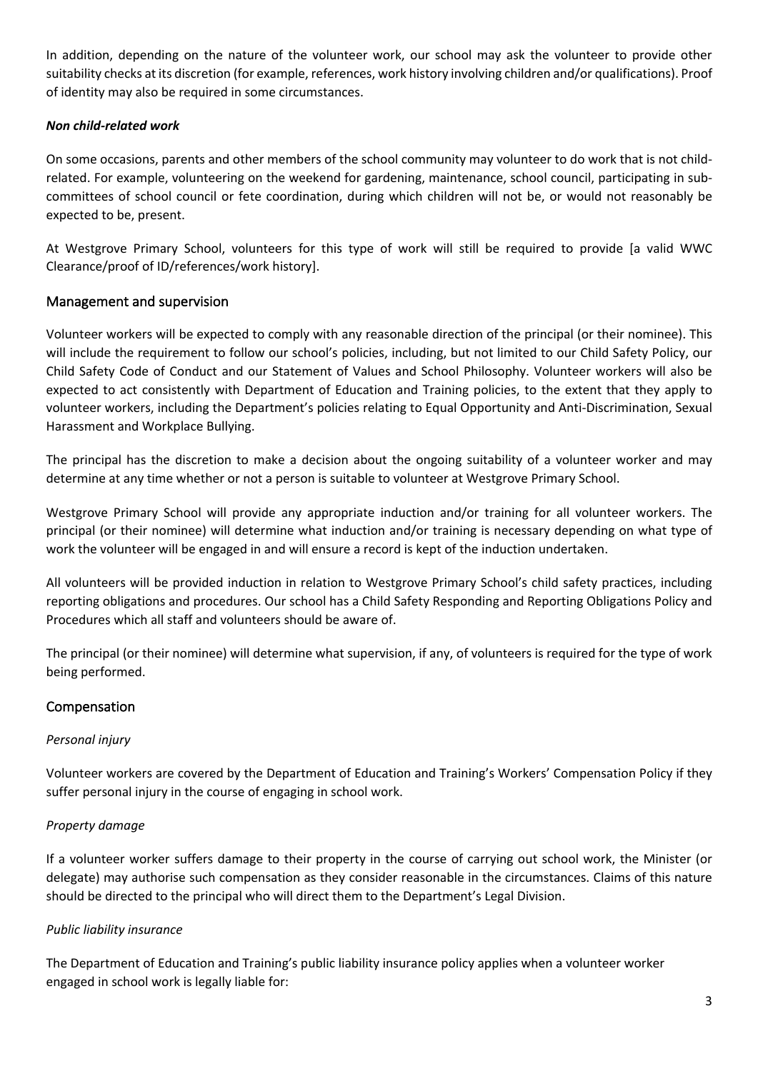In addition, depending on the nature of the volunteer work, our school may ask the volunteer to provide other suitability checks at its discretion (for example, references, work history involving children and/or qualifications). Proof of identity may also be required in some circumstances.

***Non child-related work***

On some occasions, parents and other members of the school community may volunteer to do work that is not child-related. For example, volunteering on the weekend for gardening, maintenance, school council, participating in sub-committees of school council or fete coordination, during which children will not be, or would not reasonably be expected to be, present.

At Westgrove Primary School, volunteers for this type of work will still be required to provide [a valid WWC Clearance/proof of ID/references/work history].

## Management and supervision

Volunteer workers will be expected to comply with any reasonable direction of the principal (or their nominee). This will include the requirement to follow our school's policies, including, but not limited to our Child Safety Policy, our Child Safety Code of Conduct and our Statement of Values and School Philosophy. Volunteer workers will also be expected to act consistently with Department of Education and Training policies, to the extent that they apply to volunteer workers, including the Department's policies relating to Equal Opportunity and Anti-Discrimination, Sexual Harassment and Workplace Bullying.

The principal has the discretion to make a decision about the ongoing suitability of a volunteer worker and may determine at any time whether or not a person is suitable to volunteer at Westgrove Primary School.

Westgrove Primary School will provide any appropriate induction and/or training for all volunteer workers. The principal (or their nominee) will determine what induction and/or training is necessary depending on what type of work the volunteer will be engaged in and will ensure a record is kept of the induction undertaken.

All volunteers will be provided induction in relation to Westgrove Primary School's child safety practices, including reporting obligations and procedures. Our school has a Child Safety Responding and Reporting Obligations Policy and Procedures which all staff and volunteers should be aware of.

The principal (or their nominee) will determine what supervision, if any, of volunteers is required for the type of work being performed.

## Compensation

*Personal injury*

Volunteer workers are covered by the Department of Education and Training's Workers' Compensation Policy if they suffer personal injury in the course of engaging in school work.

*Property damage*

If a volunteer worker suffers damage to their property in the course of carrying out school work, the Minister (or delegate) may authorise such compensation as they consider reasonable in the circumstances. Claims of this nature should be directed to the principal who will direct them to the Department's Legal Division.

*Public liability insurance*

The Department of Education and Training's public liability insurance policy applies when a volunteer worker engaged in school work is legally liable for: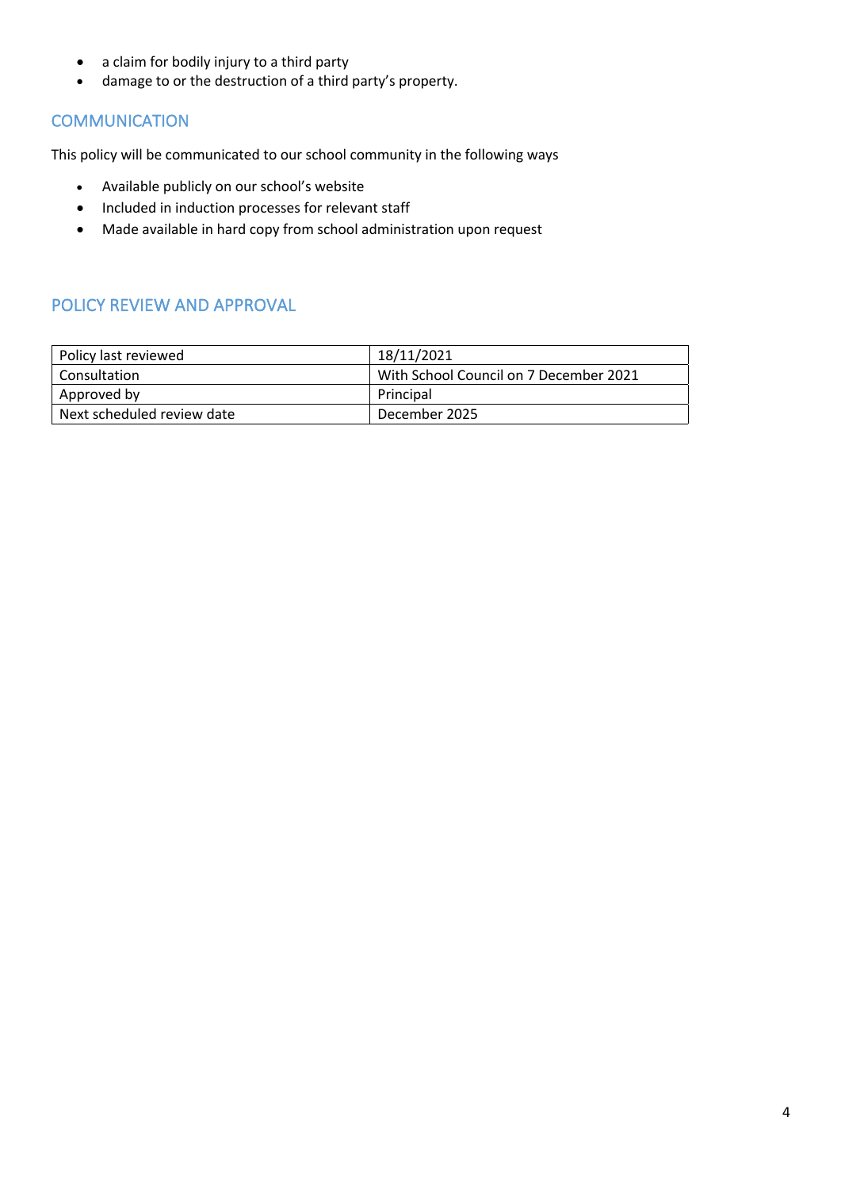- a claim for bodily injury to a third party
- damage to or the destruction of a third party's property.

## COMMUNICATION

This policy will be communicated to our school community in the following ways

- Available publicly on our school's website
- Included in induction processes for relevant staff
- Made available in hard copy from school administration upon request

## POLICY REVIEW AND APPROVAL

| | |
|---|---|
| Policy last reviewed | 18/11/2021 |
| Consultation | With School Council on 7 December 2021 |
| Approved by | Principal |
| Next scheduled review date | December 2025 |